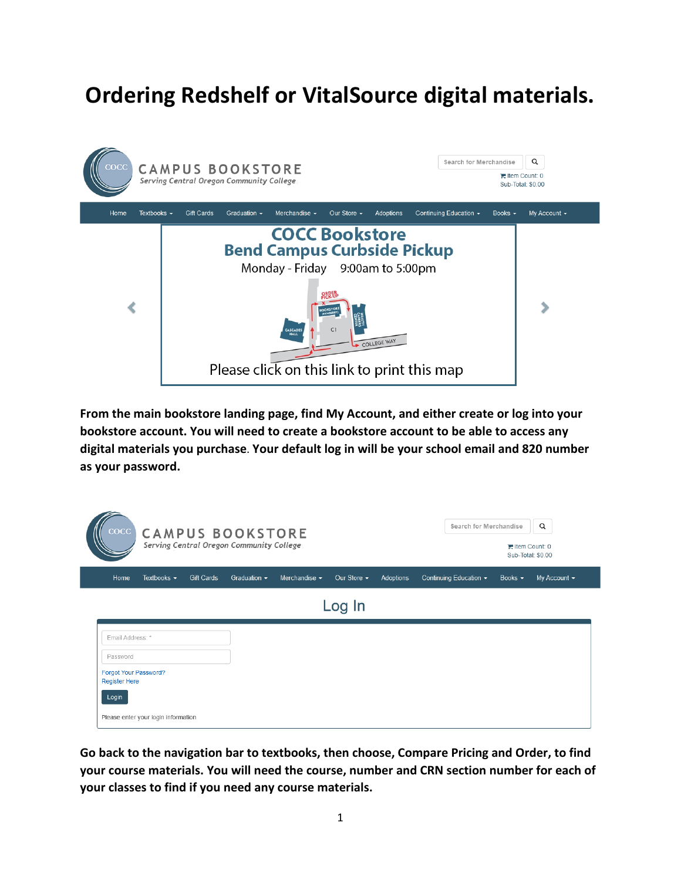# Ordering Redshelf or VitalSource digital materials.

**From the main bookstore landing page, find My Account, and either create or log into your bookstore account. You will need to create a bookstore account to be able to access any digital materials you purchase. Your default log in will be your school email and 820 number as your password.**

**Go back to the navigation bar to textbooks, then choose, Compare Pricing and Order, to find your course materials. You will need the course, number and CRN section number for each of your classes to find if you need any course materials.**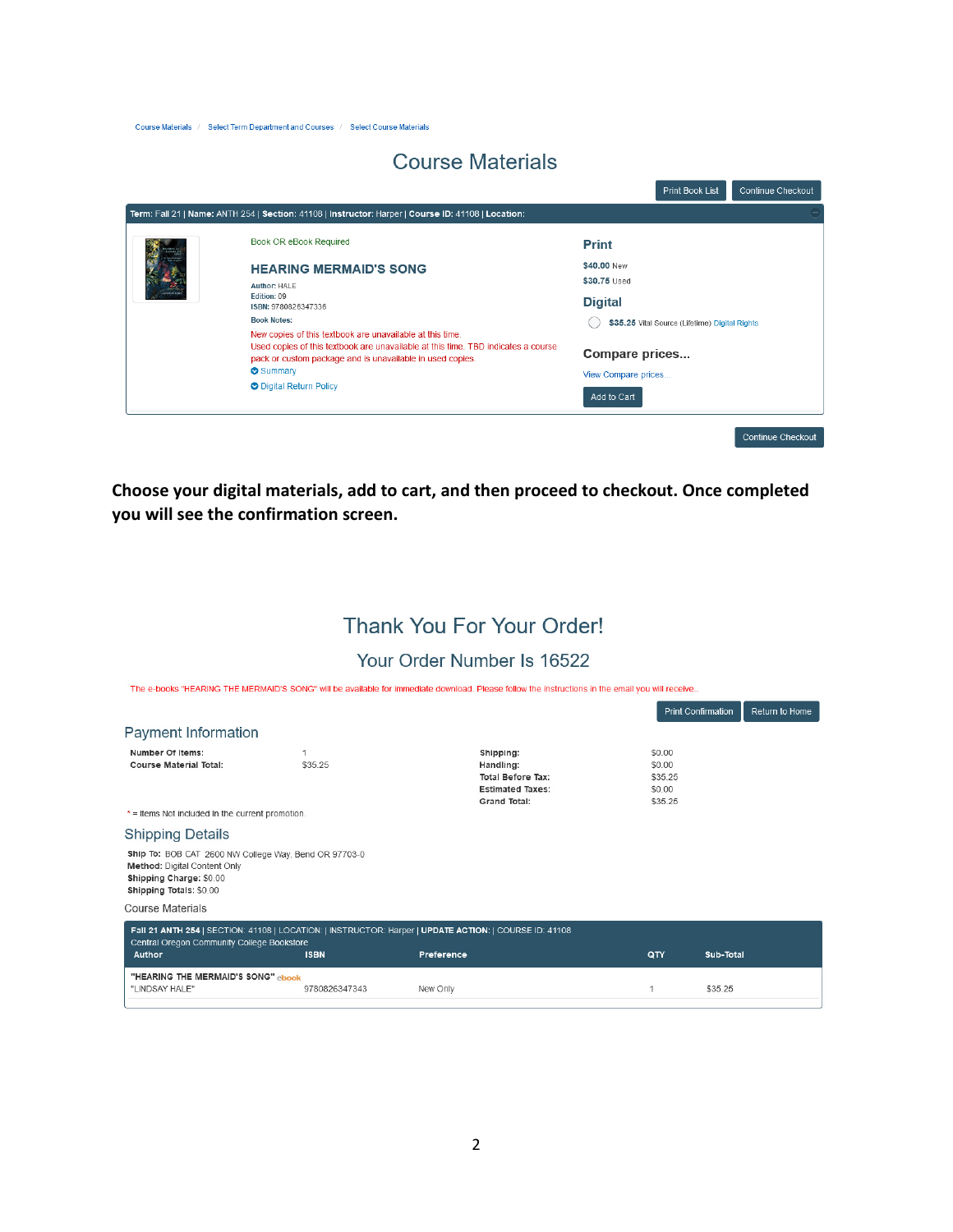Course Materials / Select Term Department and Courses / Select Course Materials

# Course Materials

Print Book List | Continue Checkout

**Term:** Fall 21 | **Name:** ANTH 254 | **Section:** 41108 | **Instructor:** Harper | **Course ID:** 41108 | **Location:**

Book OR eBook Required

**HEARING MERMAID'S SONG**

**Author:** HALE
**Edition:** 09
**ISBN:** 9780826347336

**Book Notes:**

New copies of this textbook are unavailable at this time.
Used copies of this textbook are unavailable at this time. TBD indicates a course pack or custom package and is unavailable in used copies.

Summary

Digital Return Policy

**Print**

**$40.00** New

**$30.75** Used

**Digital**

**$35.25** Vital Source (Lifetime) Digital Rights

**Compare prices...**

View Compare prices...

Add to Cart

Continue Checkout

**Choose your digital materials, add to cart, and then proceed to checkout. Once completed you will see the confirmation screen.**

# Thank You For Your Order!

## Your Order Number Is 16522

The e-books "HEARING THE MERMAID'S SONG" will be available for immediate download. Please follow the instructions in the email you will receive..

Print Confirmation | Return to Home

## Payment Information

| | | | |
|---|---|---|---|
| **Number Of Items:** | 1 | **Shipping:** | $0.00 |
| **Course Material Total:** | $35.25 | **Handling:** | $0.00 |
| | | **Total Before Tax:** | $35.25 |
| | | **Estimated Taxes:** | $0.00 |
| | | **Grand Total:** | $35.25 |

* = Items Not included in the current promotion.

## Shipping Details

**Ship To:** BOB CAT 2600 NW College Way, Bend OR 97703-0
**Method:** Digital Content Only
**Shipping Charge:** $0.00
**Shipping Totals:** $0.00

Course Materials

**Fall 21 ANTH 254** | SECTION: 41108 | LOCATION: | INSTRUCTOR: Harper | **UPDATE ACTION:** | COURSE ID: 41108
Central Oregon Community College Bookstore

| Author | ISBN | Preference | QTY | Sub-Total |
|---|---|---|---|---|
| **"HEARING THE MERMAID'S SONG"** ebook "LINDSAY HALE" | 9780826347343 | New Only | 1 | $35.25 |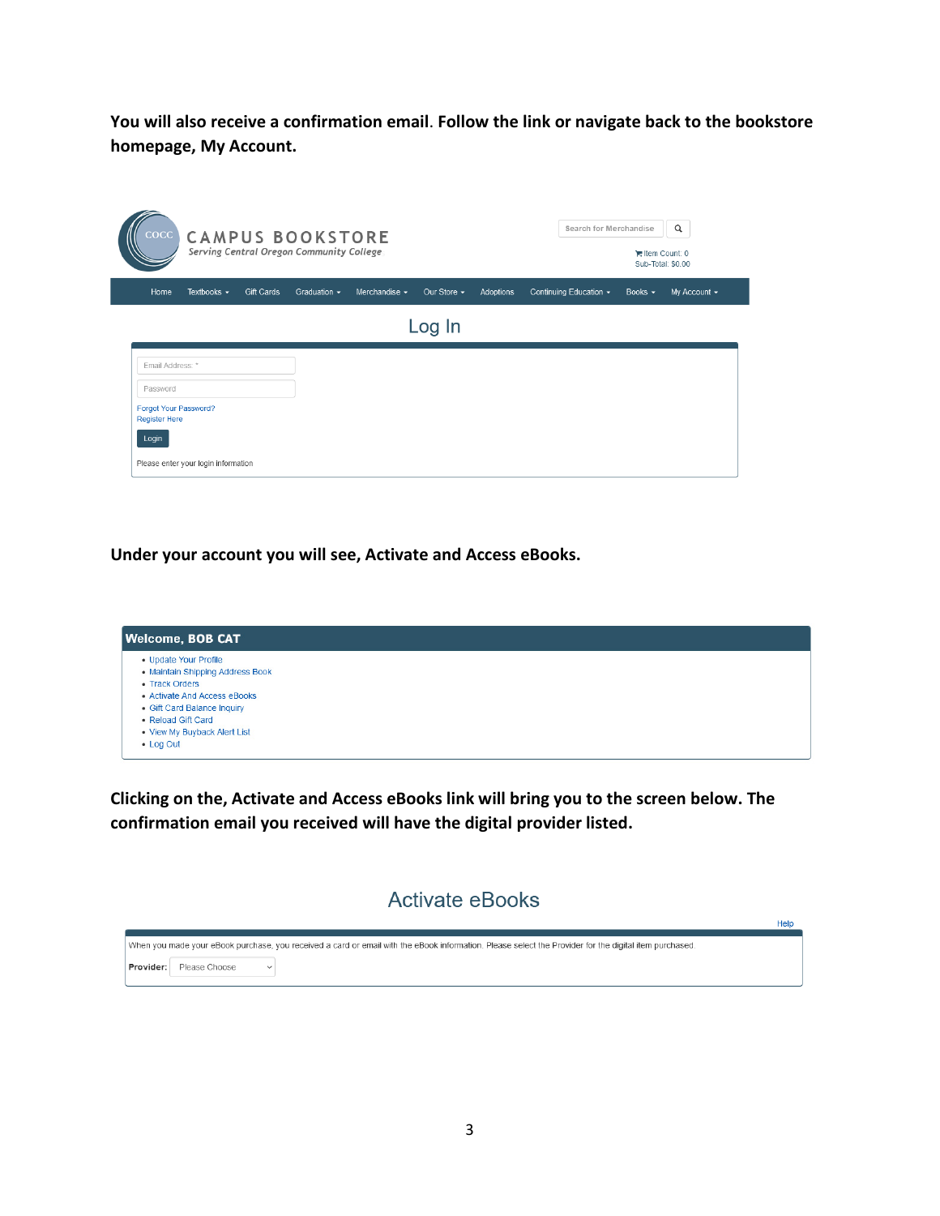**You will also receive a confirmation email. Follow the link or navigate back to the bookstore homepage, My Account.**

COCC CAMPUS BOOKSTORE
Serving Central Oregon Community College

Search for Merchandise

Item Count: 0
Sub-Total: $0.00

Home | Textbooks | Gift Cards | Graduation | Merchandise | Our Store | Adoptions | Continuing Education | Books | My Account

## Log In

Email Address: *

Password

Forgot Your Password?
Register Here

Login

Please enter your login information

**Under your account you will see, Activate and Access eBooks.**

**Welcome, BOB CAT**

- Update Your Profile
- Maintain Shipping Address Book
- Track Orders
- Activate And Access eBooks
- Gift Card Balance Inquiry
- Reload Gift Card
- View My Buyback Alert List
- Log Out

**Clicking on the, Activate and Access eBooks link will bring you to the screen below. The confirmation email you received will have the digital provider listed.**

## Activate eBooks

Help

When you made your eBook purchase, you received a card or email with the eBook information. Please select the Provider for the digital item purchased.

**Provider:** Please Choose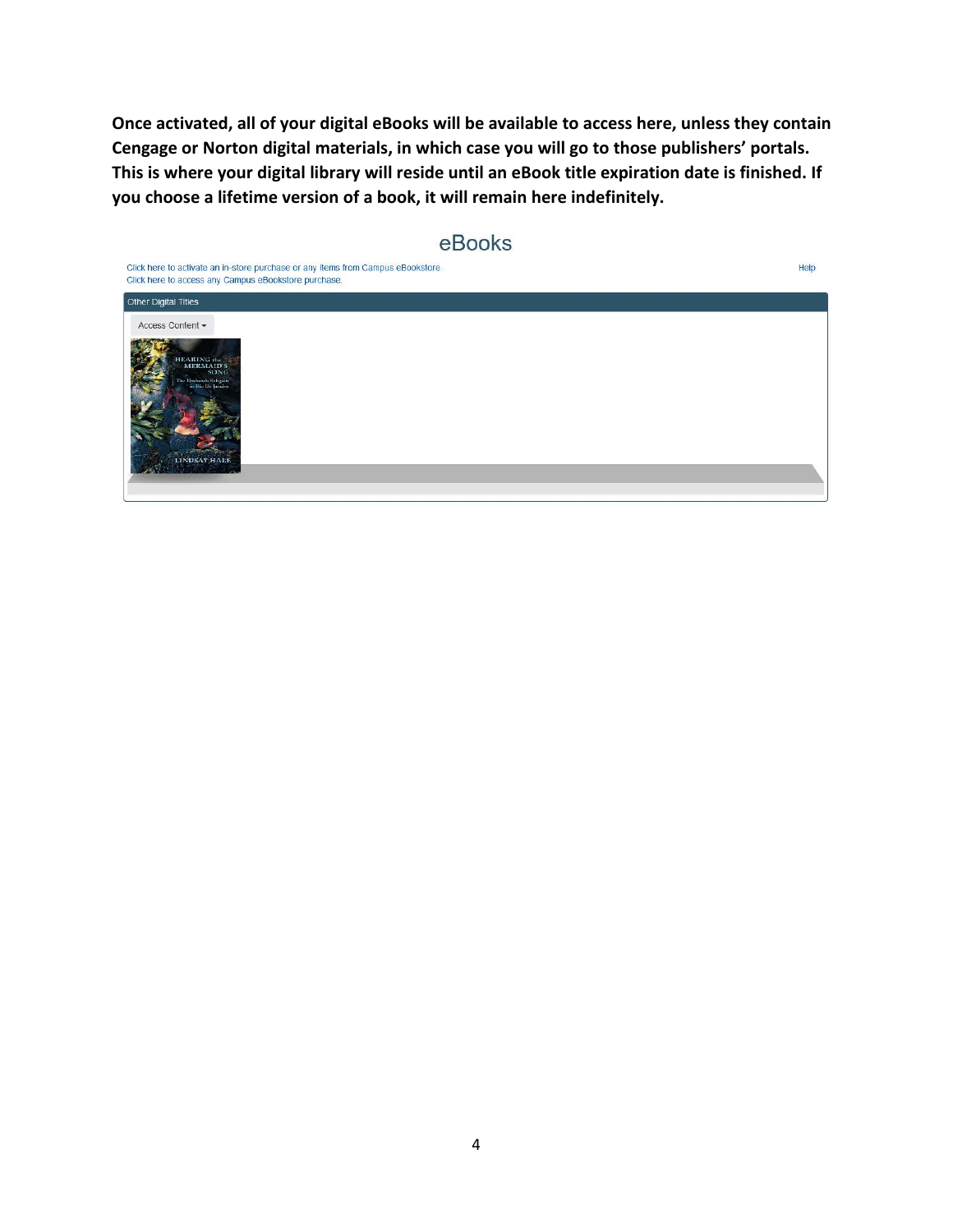**Once activated, all of your digital eBooks will be available to access here, unless they contain Cengage or Norton digital materials, in which case you will go to those publishers' portals. This is where your digital library will reside until an eBook title expiration date is finished. If you choose a lifetime version of a book, it will remain here indefinitely.**

eBooks

Click here to activate an in-store purchase or any items from Campus eBookstore.
Click here to access any Campus eBookstore purchase.

Help

Other Digital Titles

Access Content

HEARING the MERMAID'S SONG

LINDSAY HALE